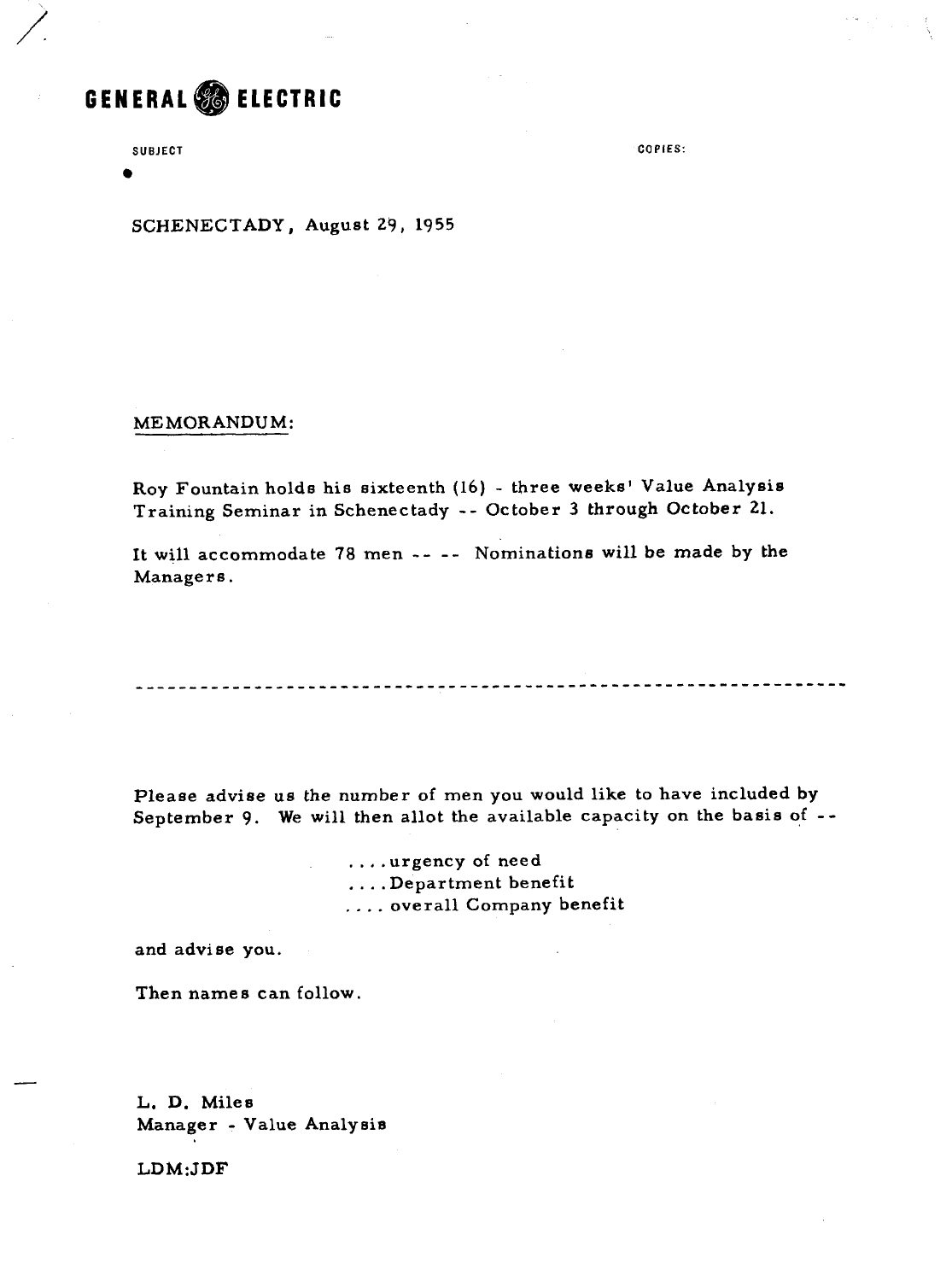# GENERAL ELECTRIC

SUBJECT

COPIES:

SCHENECTADY, August 29, 1955

MEMORANDUM:

Roy Fountain holds his sixteenth (16) - three weeks' Value Analysis Training Seminar in Schenectady -- October 3 through October 21.

It will accommodate 78 men -- -- Nominations will be made by the Managers.

---

Please advise us the number of men you would like to have included by September 9. We will then allot the available capacity on the basis of --

....urgency of need
....Department benefit
.... overall Company benefit

and advise you.

Then names can follow.

L. D. Miles
Manager - Value Analysis

LDM:JDF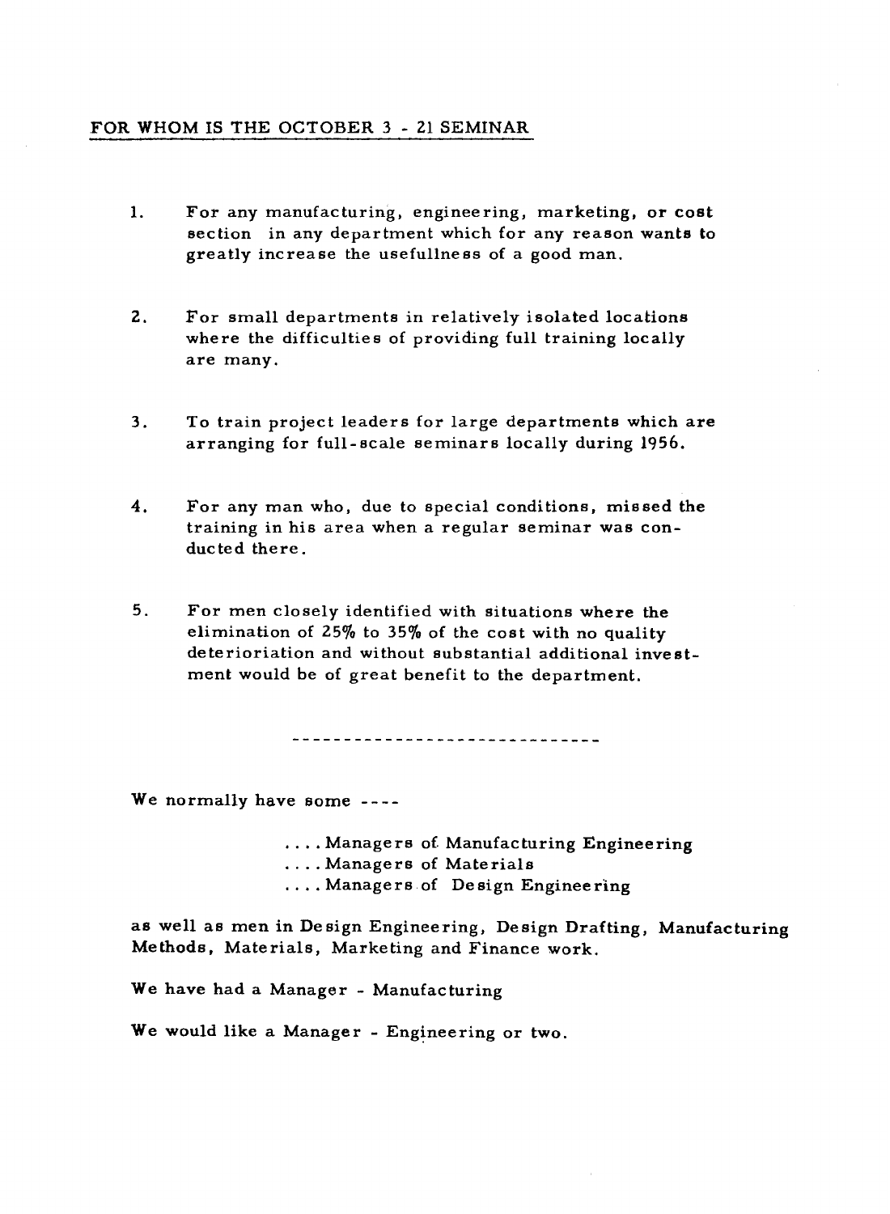## FOR WHOM IS THE OCTOBER 3 - 21 SEMINAR

1. For any manufacturing, engineering, marketing, or cost section in any department which for any reason wants to greatly increase the usefullness of a good man.

2. For small departments in relatively isolated locations where the difficulties of providing full training locally are many.

3. To train project leaders for large departments which are arranging for full-scale seminars locally during 1956.

4. For any man who, due to special conditions, missed the training in his area when a regular seminar was conducted there.

5. For men closely identified with situations where the elimination of 25% to 35% of the cost with no quality deterioriation and without substantial additional investment would be of great benefit to the department.

------------------------------

We normally have some ----

....Managers of Manufacturing Engineering
....Managers of Materials
....Managers of Design Engineering

as well as men in Design Engineering, Design Drafting, Manufacturing Methods, Materials, Marketing and Finance work.

We have had a Manager - Manufacturing

We would like a Manager - Engineering or two.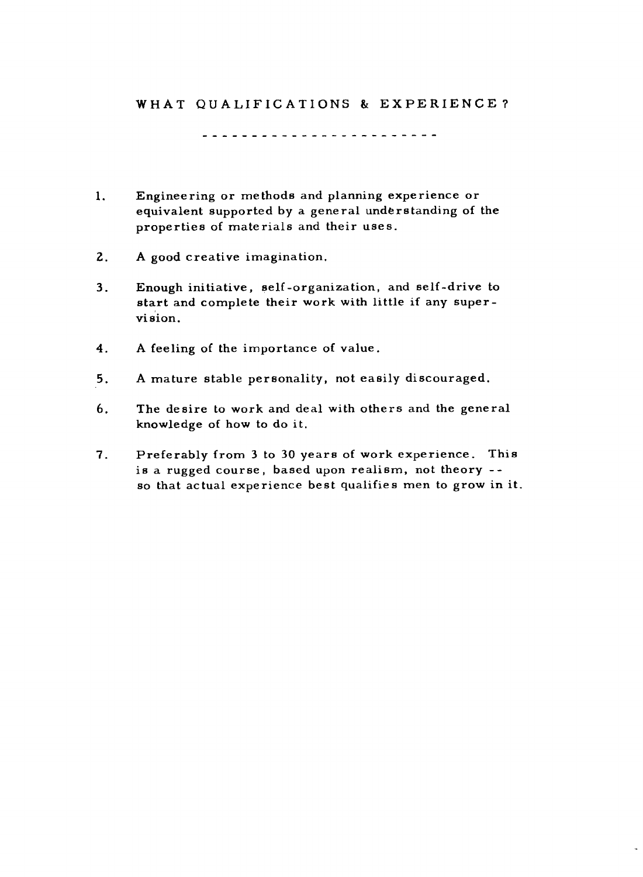## WHAT QUALIFICATIONS & EXPERIENCE?

1. Engineering or methods and planning experience or equivalent supported by a general understanding of the properties of materials and their uses.

2. A good creative imagination.

3. Enough initiative, self-organization, and self-drive to start and complete their work with little if any supervision.

4. A feeling of the importance of value.

5. A mature stable personality, not easily discouraged.

6. The desire to work and deal with others and the general knowledge of how to do it.

7. Preferably from 3 to 30 years of work experience. This is a rugged course, based upon realism, not theory -- so that actual experience best qualifies men to grow in it.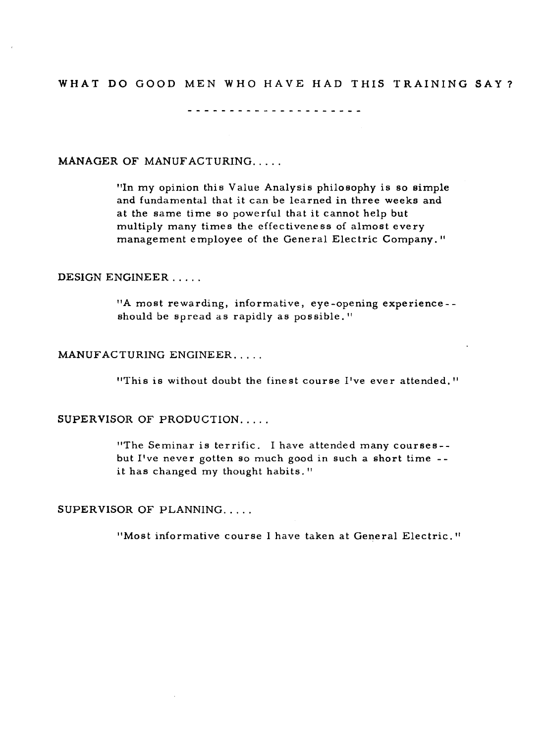## WHAT DO GOOD MEN WHO HAVE HAD THIS TRAINING SAY?

---

MANAGER OF MANUFACTURING.....

> "In my opinion this Value Analysis philosophy is so simple and fundamental that it can be learned in three weeks and at the same time so powerful that it cannot help but multiply many times the effectiveness of almost every management employee of the General Electric Company."

DESIGN ENGINEER .....

> "A most rewarding, informative, eye-opening experience--should be spread as rapidly as possible."

MANUFACTURING ENGINEER.....

> "This is without doubt the finest course I've ever attended."

SUPERVISOR OF PRODUCTION.....

> "The Seminar is terrific. I have attended many courses--but I've never gotten so much good in such a short time -- it has changed my thought habits."

SUPERVISOR OF PLANNING.....

> "Most informative course I have taken at General Electric."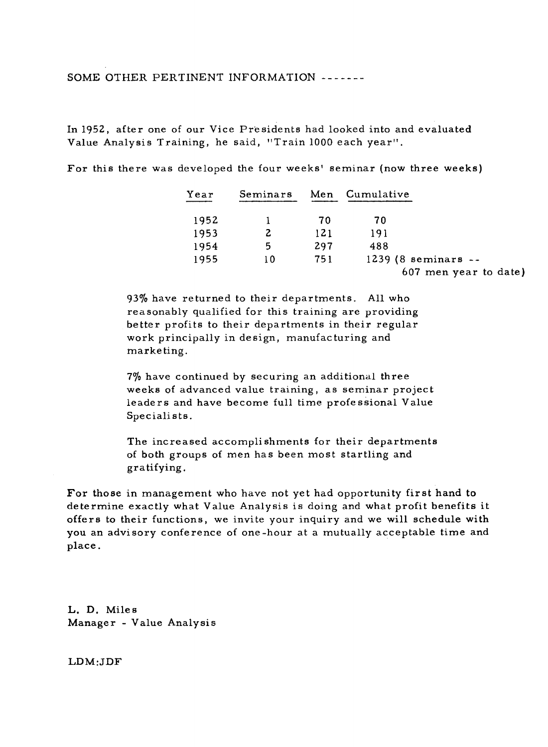SOME OTHER PERTINENT INFORMATION -------

In 1952, after one of our Vice Presidents had looked into and evaluated Value Analysis Training, he said, "Train 1000 each year".

For this there was developed the four weeks' seminar (now three weeks)

| Year | Seminars | Men | Cumulative |
|---|---|---|---|
| 1952 | 1 | 70 | 70 |
| 1953 | 2 | 121 | 191 |
| 1954 | 5 | 297 | 488 |
| 1955 | 10 | 751 | 1239 (8 seminars -- 607 men year to date) |

93% have returned to their departments. All who reasonably qualified for this training are providing better profits to their departments in their regular work principally in design, manufacturing and marketing.

7% have continued by securing an additional three weeks of advanced value training, as seminar project leaders and have become full time professional Value Specialists.

The increased accomplishments for their departments of both groups of men has been most startling and gratifying.

For those in management who have not yet had opportunity first hand to determine exactly what Value Analysis is doing and what profit benefits it offers to their functions, we invite your inquiry and we will schedule with you an advisory conference of one-hour at a mutually acceptable time and place.

L. D. Miles
Manager - Value Analysis

LDM:JDF